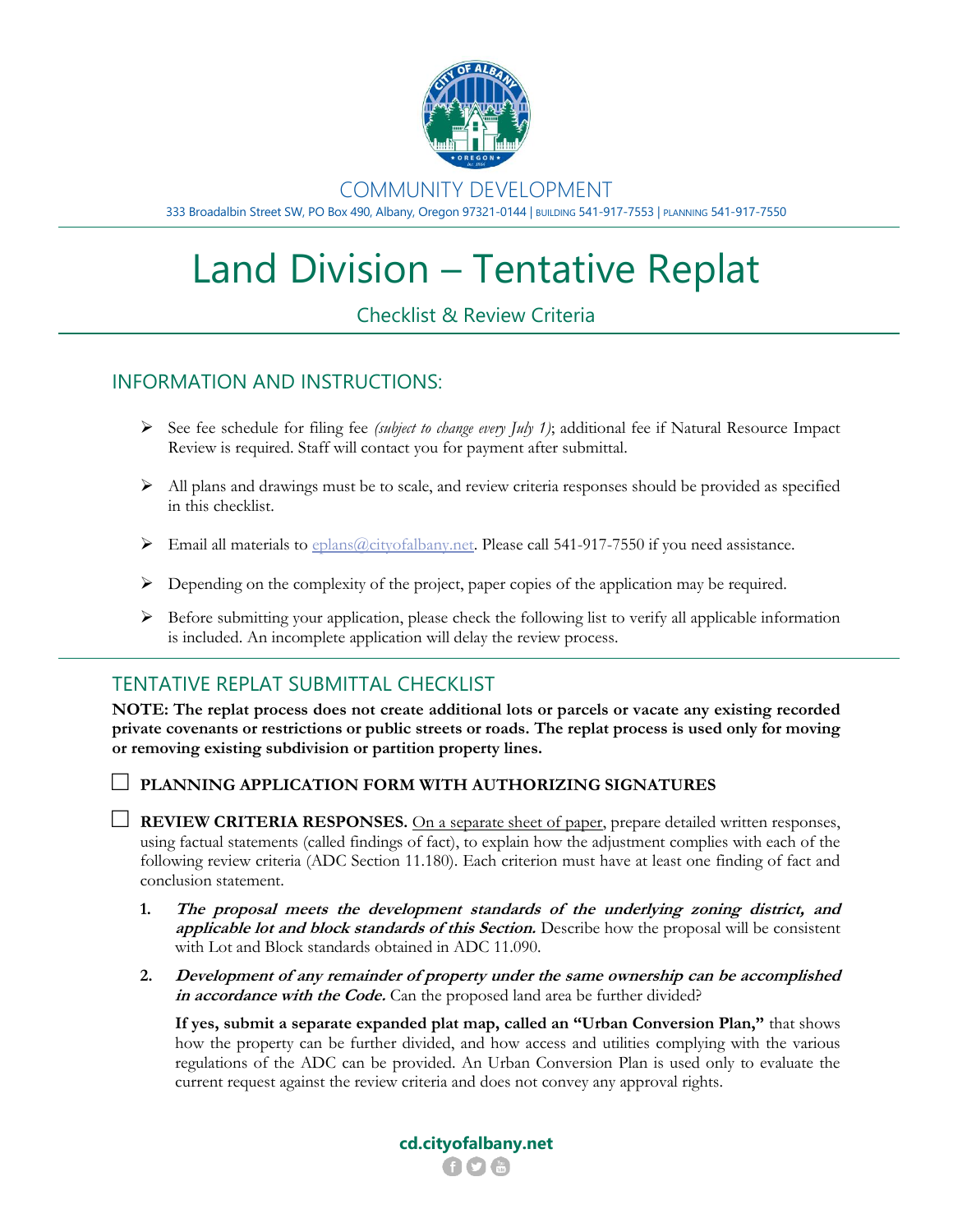COMMUNITY DEVELOPMENT

333 Broadalbin Street SW, PO Box 490, Albany, Oregon 97321-0144 | BUILDING 541-917-7553 | PLANNING 541-917-7550

# Land Division – Tentative Replat

## Checklist & Review Criteria

## INFORMATION AND INSTRUCTIONS:

- See fee schedule for filing fee *(subject to change every July 1)*; additional fee if Natural Resource Impact Review is required. Staff will contact you for payment after submittal.
- All plans and drawings must be to scale, and review criteria responses should be provided as specified in this checklist.
- Email all materials to eplans@cityofalbany.net. Please call 541-917-7550 if you need assistance.
- Depending on the complexity of the project, paper copies of the application may be required.
- Before submitting your application, please check the following list to verify all applicable information is included. An incomplete application will delay the review process.

## TENTATIVE REPLAT SUBMITTAL CHECKLIST

**NOTE: The replat process does not create additional lots or parcels or vacate any existing recorded private covenants or restrictions or public streets or roads. The replat process is used only for moving or removing existing subdivision or partition property lines.**

☐ **PLANNING APPLICATION FORM WITH AUTHORIZING SIGNATURES**

☐ **REVIEW CRITERIA RESPONSES.** On a separate sheet of paper, prepare detailed written responses, using factual statements (called findings of fact), to explain how the adjustment complies with each of the following review criteria (ADC Section 11.180). Each criterion must have at least one finding of fact and conclusion statement.

1. ***The proposal meets the development standards of the underlying zoning district, and applicable lot and block standards of this Section.*** Describe how the proposal will be consistent with Lot and Block standards obtained in ADC 11.090.

2. ***Development of any remainder of property under the same ownership can be accomplished in accordance with the Code.*** Can the proposed land area be further divided?

   **If yes, submit a separate expanded plat map, called an "Urban Conversion Plan,"** that shows how the property can be further divided, and how access and utilities complying with the various regulations of the ADC can be provided. An Urban Conversion Plan is used only to evaluate the current request against the review criteria and does not convey any approval rights.

**cd.cityofalbany.net**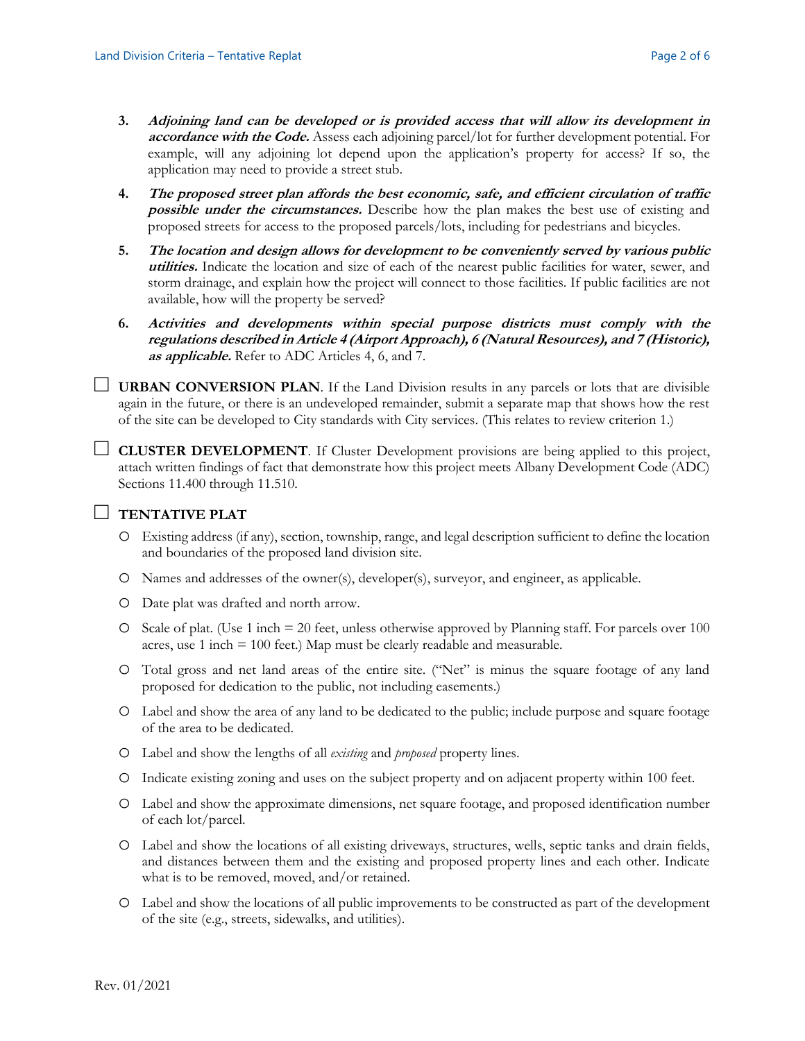3. ***Adjoining land can be developed or is provided access that will allow its development in accordance with the Code.*** Assess each adjoining parcel/lot for further development potential. For example, will any adjoining lot depend upon the application's property for access? If so, the application may need to provide a street stub.

4. ***The proposed street plan affords the best economic, safe, and efficient circulation of traffic possible under the circumstances.*** Describe how the plan makes the best use of existing and proposed streets for access to the proposed parcels/lots, including for pedestrians and bicycles.

5. ***The location and design allows for development to be conveniently served by various public utilities.*** Indicate the location and size of each of the nearest public facilities for water, sewer, and storm drainage, and explain how the project will connect to those facilities. If public facilities are not available, how will the property be served?

6. ***Activities and developments within special purpose districts must comply with the regulations described in Article 4 (Airport Approach), 6 (Natural Resources), and 7 (Historic), as applicable.*** Refer to ADC Articles 4, 6, and 7.

☐ **URBAN CONVERSION PLAN**. If the Land Division results in any parcels or lots that are divisible again in the future, or there is an undeveloped remainder, submit a separate map that shows how the rest of the site can be developed to City standards with City services. (This relates to review criterion 1.)

☐ **CLUSTER DEVELOPMENT**. If Cluster Development provisions are being applied to this project, attach written findings of fact that demonstrate how this project meets Albany Development Code (ADC) Sections 11.400 through 11.510.

☐ **TENTATIVE PLAT**

- Existing address (if any), section, township, range, and legal description sufficient to define the location and boundaries of the proposed land division site.
- Names and addresses of the owner(s), developer(s), surveyor, and engineer, as applicable.
- Date plat was drafted and north arrow.
- Scale of plat. (Use 1 inch = 20 feet, unless otherwise approved by Planning staff. For parcels over 100 acres, use 1 inch = 100 feet.) Map must be clearly readable and measurable.
- Total gross and net land areas of the entire site. ("Net" is minus the square footage of any land proposed for dedication to the public, not including easements.)
- Label and show the area of any land to be dedicated to the public; include purpose and square footage of the area to be dedicated.
- Label and show the lengths of all *existing* and *proposed* property lines.
- Indicate existing zoning and uses on the subject property and on adjacent property within 100 feet.
- Label and show the approximate dimensions, net square footage, and proposed identification number of each lot/parcel.
- Label and show the locations of all existing driveways, structures, wells, septic tanks and drain fields, and distances between them and the existing and proposed property lines and each other. Indicate what is to be removed, moved, and/or retained.
- Label and show the locations of all public improvements to be constructed as part of the development of the site (e.g., streets, sidewalks, and utilities).

Rev. 01/2021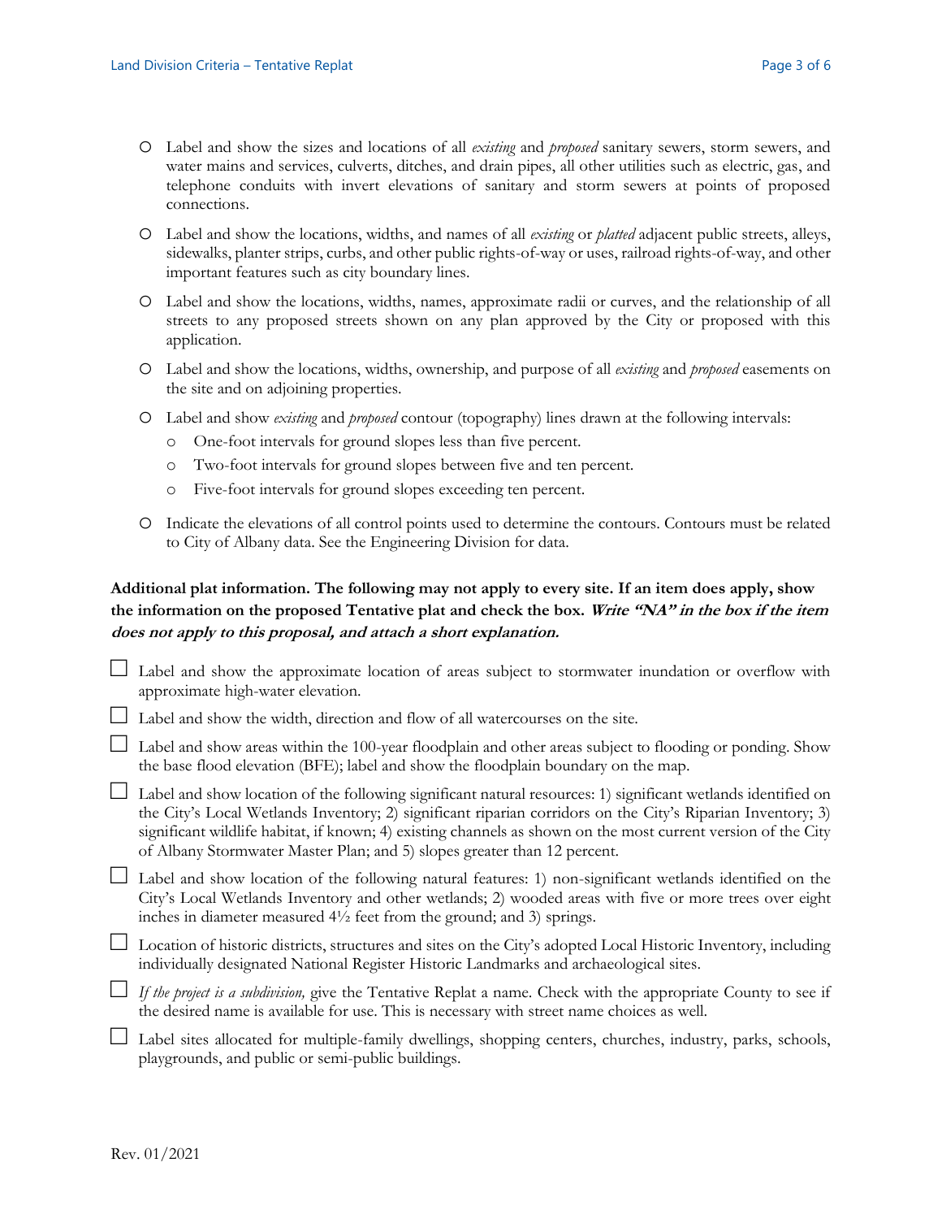- Label and show the sizes and locations of all *existing* and *proposed* sanitary sewers, storm sewers, and water mains and services, culverts, ditches, and drain pipes, all other utilities such as electric, gas, and telephone conduits with invert elevations of sanitary and storm sewers at points of proposed connections.
- Label and show the locations, widths, and names of all *existing* or *platted* adjacent public streets, alleys, sidewalks, planter strips, curbs, and other public rights-of-way or uses, railroad rights-of-way, and other important features such as city boundary lines.
- Label and show the locations, widths, names, approximate radii or curves, and the relationship of all streets to any proposed streets shown on any plan approved by the City or proposed with this application.
- Label and show the locations, widths, ownership, and purpose of all *existing* and *proposed* easements on the site and on adjoining properties.
- Label and show *existing* and *proposed* contour (topography) lines drawn at the following intervals:
  - One-foot intervals for ground slopes less than five percent.
  - Two-foot intervals for ground slopes between five and ten percent.
  - Five-foot intervals for ground slopes exceeding ten percent.
- Indicate the elevations of all control points used to determine the contours. Contours must be related to City of Albany data. See the Engineering Division for data.

**Additional plat information. The following may not apply to every site. If an item does apply, show the information on the proposed Tentative plat and check the box. *Write "NA" in the box if the item does not apply to this proposal, and attach a short explanation.***

- ☐ Label and show the approximate location of areas subject to stormwater inundation or overflow with approximate high-water elevation.
- ☐ Label and show the width, direction and flow of all watercourses on the site.
- ☐ Label and show areas within the 100-year floodplain and other areas subject to flooding or ponding. Show the base flood elevation (BFE); label and show the floodplain boundary on the map.
- ☐ Label and show location of the following significant natural resources: 1) significant wetlands identified on the City's Local Wetlands Inventory; 2) significant riparian corridors on the City's Riparian Inventory; 3) significant wildlife habitat, if known; 4) existing channels as shown on the most current version of the City of Albany Stormwater Master Plan; and 5) slopes greater than 12 percent.
- ☐ Label and show location of the following natural features: 1) non-significant wetlands identified on the City's Local Wetlands Inventory and other wetlands; 2) wooded areas with five or more trees over eight inches in diameter measured 4½ feet from the ground; and 3) springs.
- ☐ Location of historic districts, structures and sites on the City's adopted Local Historic Inventory, including individually designated National Register Historic Landmarks and archaeological sites.
- ☐ *If the project is a subdivision,* give the Tentative Replat a name. Check with the appropriate County to see if the desired name is available for use. This is necessary with street name choices as well.
- ☐ Label sites allocated for multiple-family dwellings, shopping centers, churches, industry, parks, schools, playgrounds, and public or semi-public buildings.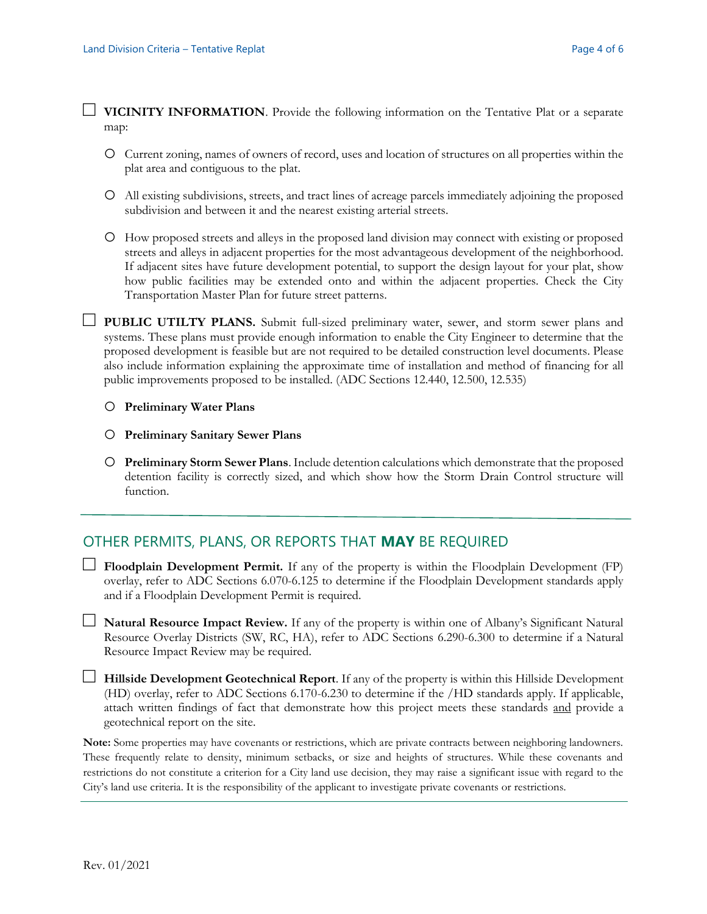☐ **VICINITY INFORMATION**. Provide the following information on the Tentative Plat or a separate map:

- Current zoning, names of owners of record, uses and location of structures on all properties within the plat area and contiguous to the plat.
- All existing subdivisions, streets, and tract lines of acreage parcels immediately adjoining the proposed subdivision and between it and the nearest existing arterial streets.
- How proposed streets and alleys in the proposed land division may connect with existing or proposed streets and alleys in adjacent properties for the most advantageous development of the neighborhood. If adjacent sites have future development potential, to support the design layout for your plat, show how public facilities may be extended onto and within the adjacent properties. Check the City Transportation Master Plan for future street patterns.

☐ **PUBLIC UTILTY PLANS.** Submit full-sized preliminary water, sewer, and storm sewer plans and systems. These plans must provide enough information to enable the City Engineer to determine that the proposed development is feasible but are not required to be detailed construction level documents. Please also include information explaining the approximate time of installation and method of financing for all public improvements proposed to be installed. (ADC Sections 12.440, 12.500, 12.535)

- **Preliminary Water Plans**
- **Preliminary Sanitary Sewer Plans**
- **Preliminary Storm Sewer Plans**. Include detention calculations which demonstrate that the proposed detention facility is correctly sized, and which show how the Storm Drain Control structure will function.

---

## OTHER PERMITS, PLANS, OR REPORTS THAT **MAY** BE REQUIRED

☐ **Floodplain Development Permit.** If any of the property is within the Floodplain Development (FP) overlay, refer to ADC Sections 6.070-6.125 to determine if the Floodplain Development standards apply and if a Floodplain Development Permit is required.

☐ **Natural Resource Impact Review.** If any of the property is within one of Albany's Significant Natural Resource Overlay Districts (SW, RC, HA), refer to ADC Sections 6.290-6.300 to determine if a Natural Resource Impact Review may be required.

☐ **Hillside Development Geotechnical Report**. If any of the property is within this Hillside Development (HD) overlay, refer to ADC Sections 6.170-6.230 to determine if the /HD standards apply. If applicable, attach written findings of fact that demonstrate how this project meets these standards and provide a geotechnical report on the site.

**Note:** Some properties may have covenants or restrictions, which are private contracts between neighboring landowners. These frequently relate to density, minimum setbacks, or size and heights of structures. While these covenants and restrictions do not constitute a criterion for a City land use decision, they may raise a significant issue with regard to the City's land use criteria. It is the responsibility of the applicant to investigate private covenants or restrictions.

Rev. 01/2021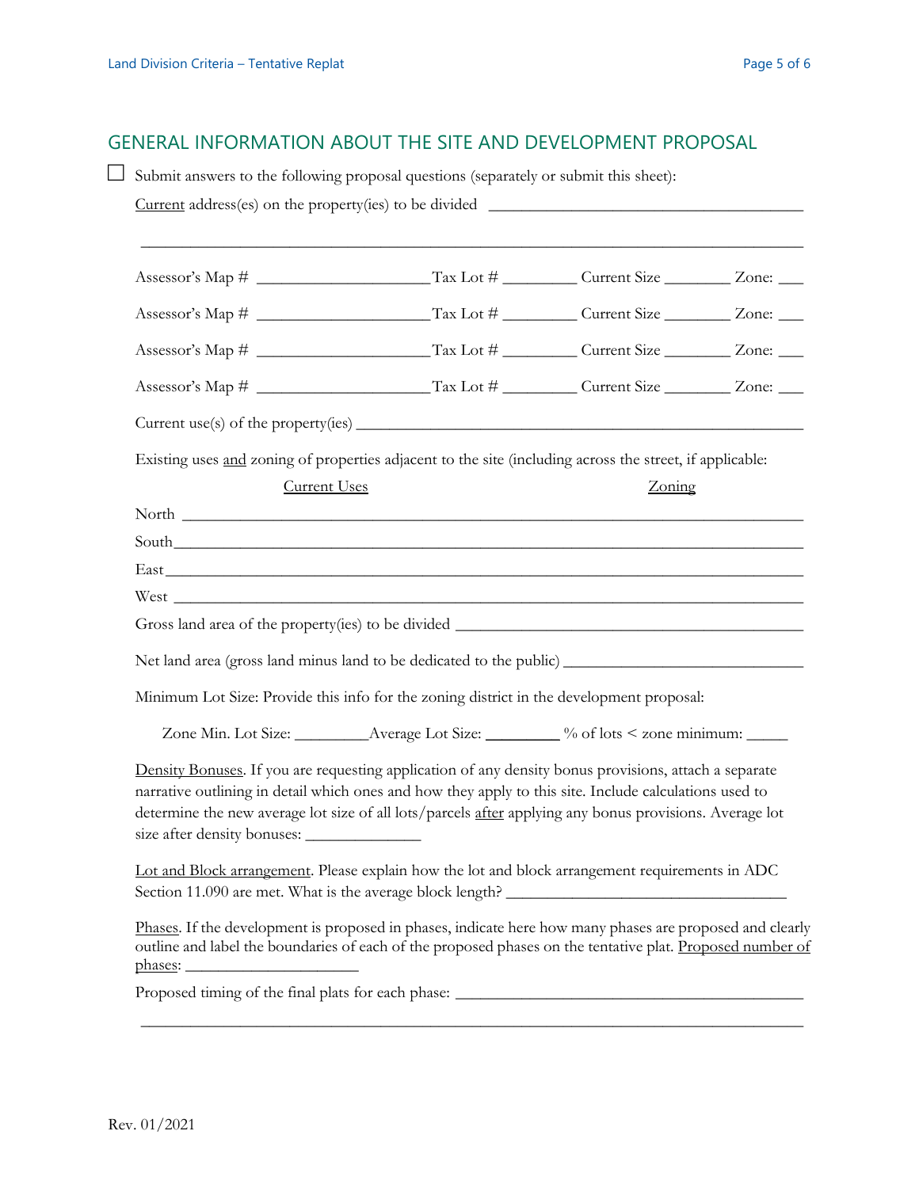## GENERAL INFORMATION ABOUT THE SITE AND DEVELOPMENT PROPOSAL

☐ Submit answers to the following proposal questions (separately or submit this sheet):

<u>Current</u> address(es) on the property(ies) to be divided ______________________________________

__________________________________________________________________________________

Assessor's Map # ____________________ Tax Lot # _________ Current Size ________ Zone: ___

Assessor's Map # ____________________ Tax Lot # _________ Current Size ________ Zone: ___

Assessor's Map # ____________________ Tax Lot # _________ Current Size ________ Zone: ___

Assessor's Map # ____________________ Tax Lot # _________ Current Size ________ Zone: ___

Current use(s) of the property(ies) ______________________________________________________

Existing uses <u>and</u> zoning of properties adjacent to the site (including across the street, if applicable:

<u>Current Uses</u> <u>Zoning</u>

North ____________________________________________________________________________

South____________________________________________________________________________

East_____________________________________________________________________________

West ____________________________________________________________________________

Gross land area of the property(ies) to be divided __________________________________________

Net land area (gross land minus land to be dedicated to the public) ____________________________

Minimum Lot Size: Provide this info for the zoning district in the development proposal:

Zone Min. Lot Size: _________Average Lot Size: _________ % of lots < zone minimum: _____

<u>Density Bonuses</u>. If you are requesting application of any density bonus provisions, attach a separate narrative outlining in detail which ones and how they apply to this site. Include calculations used to determine the new average lot size of all lots/parcels <u>after</u> applying any bonus provisions. Average lot size after density bonuses: ______________

<u>Lot and Block arrangement</u>. Please explain how the lot and block arrangement requirements in ADC Section 11.090 are met. What is the average block length? __________________________________

<u>Phases</u>. If the development is proposed in phases, indicate here how many phases are proposed and clearly outline and label the boundaries of each of the proposed phases on the tentative plat. <u>Proposed number of phases</u>: _____________________

Proposed timing of the final plats for each phase: __________________________________________

__________________________________________________________________________________

Rev. 01/2021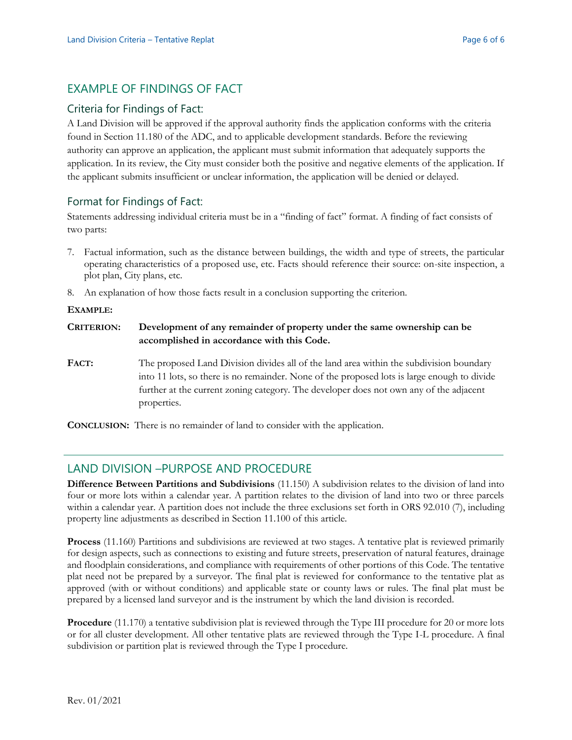## EXAMPLE OF FINDINGS OF FACT

### Criteria for Findings of Fact:

A Land Division will be approved if the approval authority finds the application conforms with the criteria found in Section 11.180 of the ADC, and to applicable development standards. Before the reviewing authority can approve an application, the applicant must submit information that adequately supports the application. In its review, the City must consider both the positive and negative elements of the application. If the applicant submits insufficient or unclear information, the application will be denied or delayed.

### Format for Findings of Fact:

Statements addressing individual criteria must be in a "finding of fact" format. A finding of fact consists of two parts:

7. Factual information, such as the distance between buildings, the width and type of streets, the particular operating characteristics of a proposed use, etc. Facts should reference their source: on-site inspection, a plot plan, City plans, etc.
8. An explanation of how those facts result in a conclusion supporting the criterion.

**EXAMPLE:**

**CRITERION:** **Development of any remainder of property under the same ownership can be accomplished in accordance with this Code.**

**FACT:** The proposed Land Division divides all of the land area within the subdivision boundary into 11 lots, so there is no remainder. None of the proposed lots is large enough to divide further at the current zoning category. The developer does not own any of the adjacent properties.

**CONCLUSION:** There is no remainder of land to consider with the application.

---

## LAND DIVISION –PURPOSE AND PROCEDURE

**Difference Between Partitions and Subdivisions** (11.150) A subdivision relates to the division of land into four or more lots within a calendar year. A partition relates to the division of land into two or three parcels within a calendar year. A partition does not include the three exclusions set forth in ORS 92.010 (7), including property line adjustments as described in Section 11.100 of this article.

**Process** (11.160) Partitions and subdivisions are reviewed at two stages. A tentative plat is reviewed primarily for design aspects, such as connections to existing and future streets, preservation of natural features, drainage and floodplain considerations, and compliance with requirements of other portions of this Code. The tentative plat need not be prepared by a surveyor. The final plat is reviewed for conformance to the tentative plat as approved (with or without conditions) and applicable state or county laws or rules. The final plat must be prepared by a licensed land surveyor and is the instrument by which the land division is recorded.

**Procedure** (11.170) a tentative subdivision plat is reviewed through the Type III procedure for 20 or more lots or for all cluster development. All other tentative plats are reviewed through the Type I-L procedure. A final subdivision or partition plat is reviewed through the Type I procedure.

Rev. 01/2021